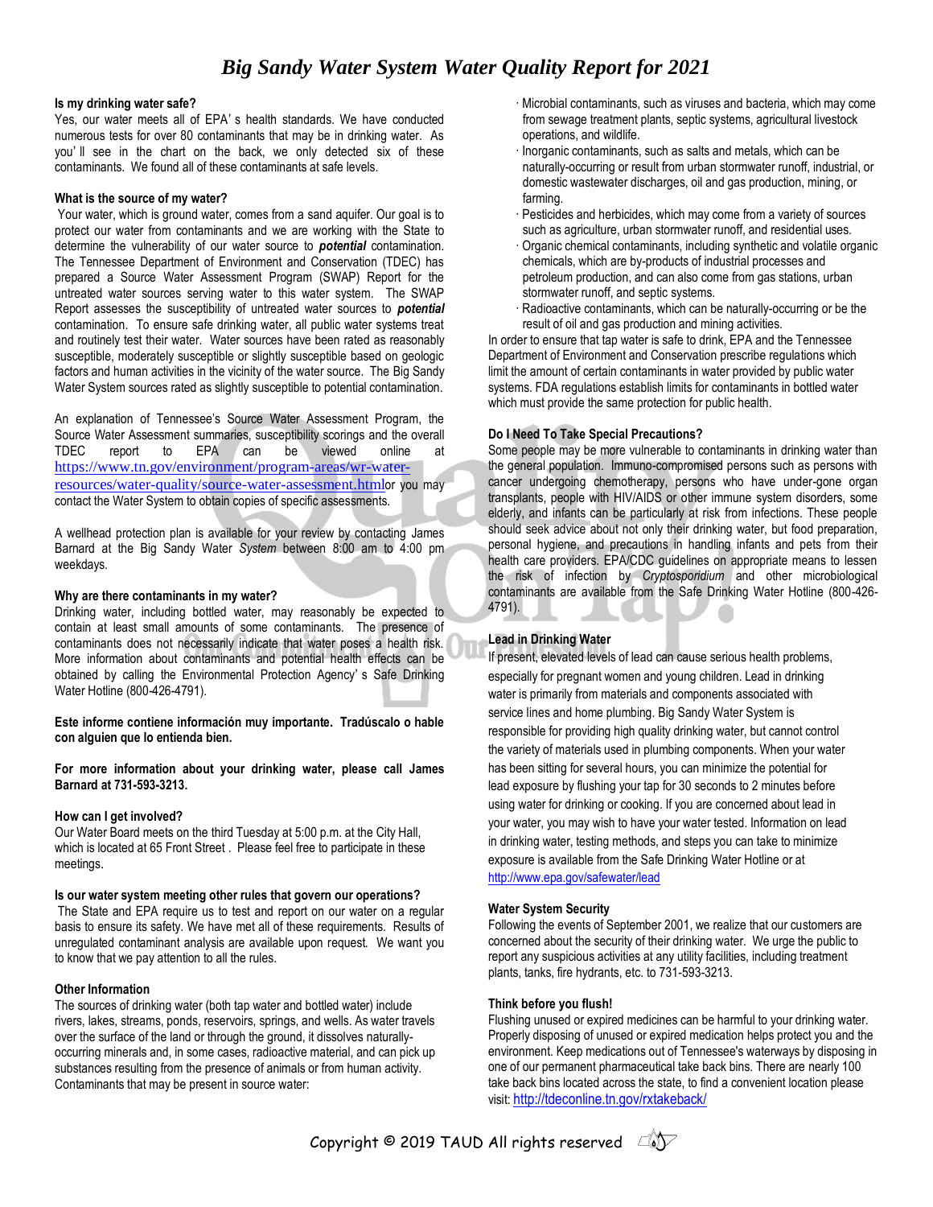# Big Sandy Water System Water Quality Report for 2021

**Is my drinking water safe?**
Yes, our water meets all of EPA' s health standards. We have conducted numerous tests for over 80 contaminants that may be in drinking water. As you' ll see in the chart on the back, we only detected six of these contaminants. We found all of these contaminants at safe levels.

**What is the source of my water?**
Your water, which is ground water, comes from a sand aquifer. Our goal is to protect our water from contaminants and we are working with the State to determine the vulnerability of our water source to ***potential*** contamination. The Tennessee Department of Environment and Conservation (TDEC) has prepared a Source Water Assessment Program (SWAP) Report for the untreated water sources serving water to this water system. The SWAP Report assesses the susceptibility of untreated water sources to ***potential*** contamination. To ensure safe drinking water, all public water systems treat and routinely test their water. Water sources have been rated as reasonably susceptible, moderately susceptible or slightly susceptible based on geologic factors and human activities in the vicinity of the water source. The Big Sandy Water System sources rated as slightly susceptible to potential contamination.

An explanation of Tennessee's Source Water Assessment Program, the Source Water Assessment summaries, susceptibility scorings and the overall TDEC report to EPA can be viewed online at https://www.tn.gov/environment/program-areas/wr-water-resources/water-quality/source-water-assessment.html or you may contact the Water System to obtain copies of specific assessments.

A wellhead protection plan is available for your review by contacting James Barnard at the Big Sandy Water *System* between 8:00 am to 4:00 pm weekdays.

**Why are there contaminants in my water?**
Drinking water, including bottled water, may reasonably be expected to contain at least small amounts of some contaminants. The presence of contaminants does not necessarily indicate that water poses a health risk. More information about contaminants and potential health effects can be obtained by calling the Environmental Protection Agency' s Safe Drinking Water Hotline (800-426-4791).

**Este informe contiene información muy importante. Tradúscalo o hable con alguien que lo entienda bien.**

**For more information about your drinking water, please call James Barnard at 731-593-3213.**

**How can I get involved?**
Our Water Board meets on the third Tuesday at 5:00 p.m. at the City Hall, which is located at 65 Front Street . Please feel free to participate in these meetings.

**Is our water system meeting other rules that govern our operations?**
The State and EPA require us to test and report on our water on a regular basis to ensure its safety. We have met all of these requirements. Results of unregulated contaminant analysis are available upon request. We want you to know that we pay attention to all the rules.

**Other Information**
The sources of drinking water (both tap water and bottled water) include rivers, lakes, streams, ponds, reservoirs, springs, and wells. As water travels over the surface of the land or through the ground, it dissolves naturally-occurring minerals and, in some cases, radioactive material, and can pick up substances resulting from the presence of animals or from human activity. Contaminants that may be present in source water:

- Microbial contaminants, such as viruses and bacteria, which may come from sewage treatment plants, septic systems, agricultural livestock operations, and wildlife.
- Inorganic contaminants, such as salts and metals, which can be naturally-occurring or result from urban stormwater runoff, industrial, or domestic wastewater discharges, oil and gas production, mining, or farming.
- Pesticides and herbicides, which may come from a variety of sources such as agriculture, urban stormwater runoff, and residential uses.
- Organic chemical contaminants, including synthetic and volatile organic chemicals, which are by-products of industrial processes and petroleum production, and can also come from gas stations, urban stormwater runoff, and septic systems.
- Radioactive contaminants, which can be naturally-occurring or be the result of oil and gas production and mining activities.

In order to ensure that tap water is safe to drink, EPA and the Tennessee Department of Environment and Conservation prescribe regulations which limit the amount of certain contaminants in water provided by public water systems. FDA regulations establish limits for contaminants in bottled water which must provide the same protection for public health.

**Do I Need To Take Special Precautions?**
Some people may be more vulnerable to contaminants in drinking water than the general population. Immuno-compromised persons such as persons with cancer undergoing chemotherapy, persons who have under-gone organ transplants, people with HIV/AIDS or other immune system disorders, some elderly, and infants can be particularly at risk from infections. These people should seek advice about not only their drinking water, but food preparation, personal hygiene, and precautions in handling infants and pets from their health care providers. EPA/CDC guidelines on appropriate means to lessen the risk of infection by *Cryptosporidium* and other microbiological contaminants are available from the Safe Drinking Water Hotline (800-426-4791).

**Lead in Drinking Water**
If present, elevated levels of lead can cause serious health problems, especially for pregnant women and young children. Lead in drinking water is primarily from materials and components associated with service lines and home plumbing. Big Sandy Water System is responsible for providing high quality drinking water, but cannot control the variety of materials used in plumbing components. When your water has been sitting for several hours, you can minimize the potential for lead exposure by flushing your tap for 30 seconds to 2 minutes before using water for drinking or cooking. If you are concerned about lead in your water, you may wish to have your water tested. Information on lead in drinking water, testing methods, and steps you can take to minimize exposure is available from the Safe Drinking Water Hotline or at http://www.epa.gov/safewater/lead

**Water System Security**
Following the events of September 2001, we realize that our customers are concerned about the security of their drinking water. We urge the public to report any suspicious activities at any utility facilities, including treatment plants, tanks, fire hydrants, etc. to 731-593-3213.

**Think before you flush!**
Flushing unused or expired medicines can be harmful to your drinking water. Properly disposing of unused or expired medication helps protect you and the environment. Keep medications out of Tennessee's waterways by disposing in one of our permanent pharmaceutical take back bins. There are nearly 100 take back bins located across the state, to find a convenient location please visit: http://tdeconline.tn.gov/rxtakeback/

Copyright © 2019 TAUD All rights reserved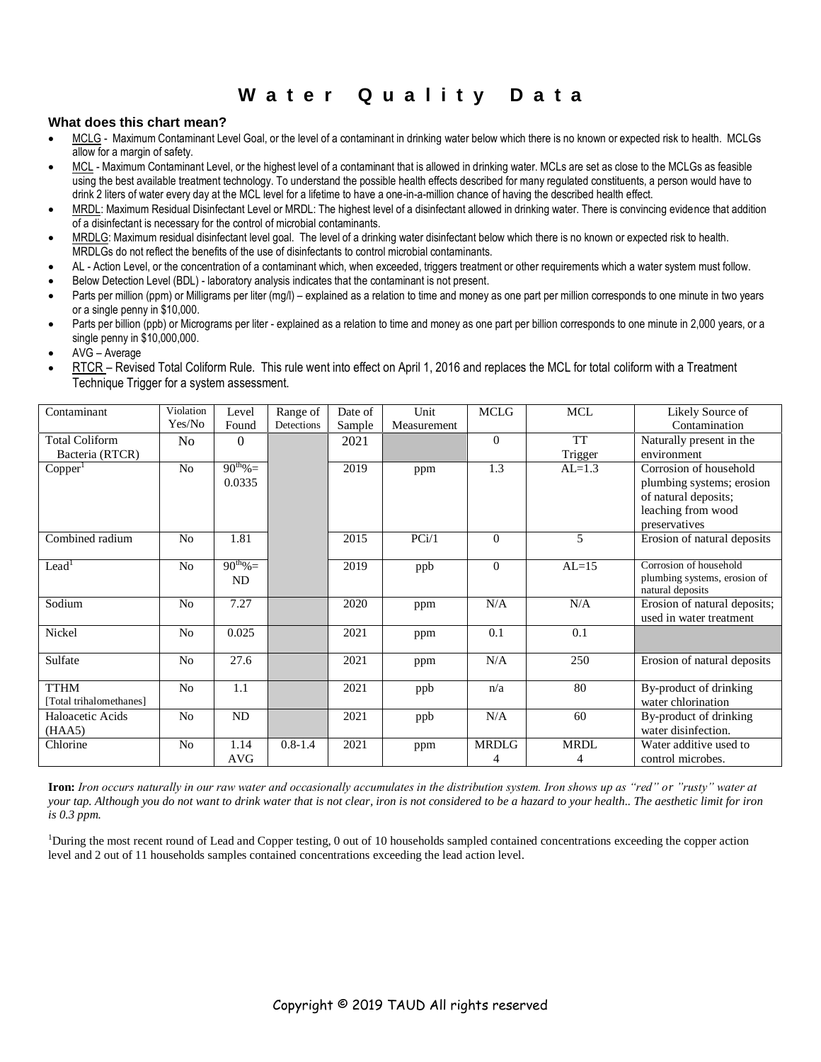# Water Quality Data

### What does this chart mean?

- MCLG - Maximum Contaminant Level Goal, or the level of a contaminant in drinking water below which there is no known or expected risk to health. MCLGs allow for a margin of safety.
- MCL - Maximum Contaminant Level, or the highest level of a contaminant that is allowed in drinking water. MCLs are set as close to the MCLGs as feasible using the best available treatment technology. To understand the possible health effects described for many regulated constituents, a person would have to drink 2 liters of water every day at the MCL level for a lifetime to have a one-in-a-million chance of having the described health effect.
- MRDL: Maximum Residual Disinfectant Level or MRDL: The highest level of a disinfectant allowed in drinking water. There is convincing evidence that addition of a disinfectant is necessary for the control of microbial contaminants.
- MRDLG: Maximum residual disinfectant level goal. The level of a drinking water disinfectant below which there is no known or expected risk to health. MRDLGs do not reflect the benefits of the use of disinfectants to control microbial contaminants.
- AL - Action Level, or the concentration of a contaminant which, when exceeded, triggers treatment or other requirements which a water system must follow.
- Below Detection Level (BDL) - laboratory analysis indicates that the contaminant is not present.
- Parts per million (ppm) or Milligrams per liter (mg/l) – explained as a relation to time and money as one part per million corresponds to one minute in two years or a single penny in $10,000.
- Parts per billion (ppb) or Micrograms per liter - explained as a relation to time and money as one part per billion corresponds to one minute in 2,000 years, or a single penny in $10,000,000.
- AVG – Average
- RTCR – Revised Total Coliform Rule. This rule went into effect on April 1, 2016 and replaces the MCL for total coliform with a Treatment Technique Trigger for a system assessment.

| Contaminant | Violation Yes/No | Level Found | Range of Detections | Date of Sample | Unit Measurement | MCLG | MCL | Likely Source of Contamination |
|---|---|---|---|---|---|---|---|---|
| Total Coliform Bacteria (RTCR) | No | 0 | | 2021 | | 0 | TT Trigger | Naturally present in the environment |
| Copper[1] | No | $90^{th}$%= 0.0335 | | 2019 | ppm | 1.3 | AL=1.3 | Corrosion of household plumbing systems; erosion of natural deposits; leaching from wood preservatives |
| Combined radium | No | 1.81 | | 2015 | PCi/1 | 0 | 5 | Erosion of natural deposits |
| Lead[1] | No | $90^{th}$%= ND | | 2019 | ppb | 0 | AL=15 | Corrosion of household plumbing systems, erosion of natural deposits |
| Sodium | No | 7.27 | | 2020 | ppm | N/A | N/A | Erosion of natural deposits; used in water treatment |
| Nickel | No | 0.025 | | 2021 | ppm | 0.1 | 0.1 | |
| Sulfate | No | 27.6 | | 2021 | ppm | N/A | 250 | Erosion of natural deposits |
| TTHM [Total trihalomethanes] | No | 1.1 | | 2021 | ppb | n/a | 80 | By-product of drinking water chlorination |
| Haloacetic Acids (HAA5) | No | ND | | 2021 | ppb | N/A | 60 | By-product of drinking water disinfection. |
| Chlorine | No | 1.14 AVG | 0.8-1.4 | 2021 | ppm | MRDLG 4 | MRDL 4 | Water additive used to control microbes. |

**Iron:** *Iron occurs naturally in our raw water and occasionally accumulates in the distribution system. Iron shows up as "red" or "rusty" water at your tap. Although you do not want to drink water that is not clear, iron is not considered to be a hazard to your health.. The aesthetic limit for iron is 0.3 ppm.*

[1]During the most recent round of Lead and Copper testing, 0 out of 10 households sampled contained concentrations exceeding the copper action level and 2 out of 11 households samples contained concentrations exceeding the lead action level.

Copyright © 2019 TAUD All rights reserved